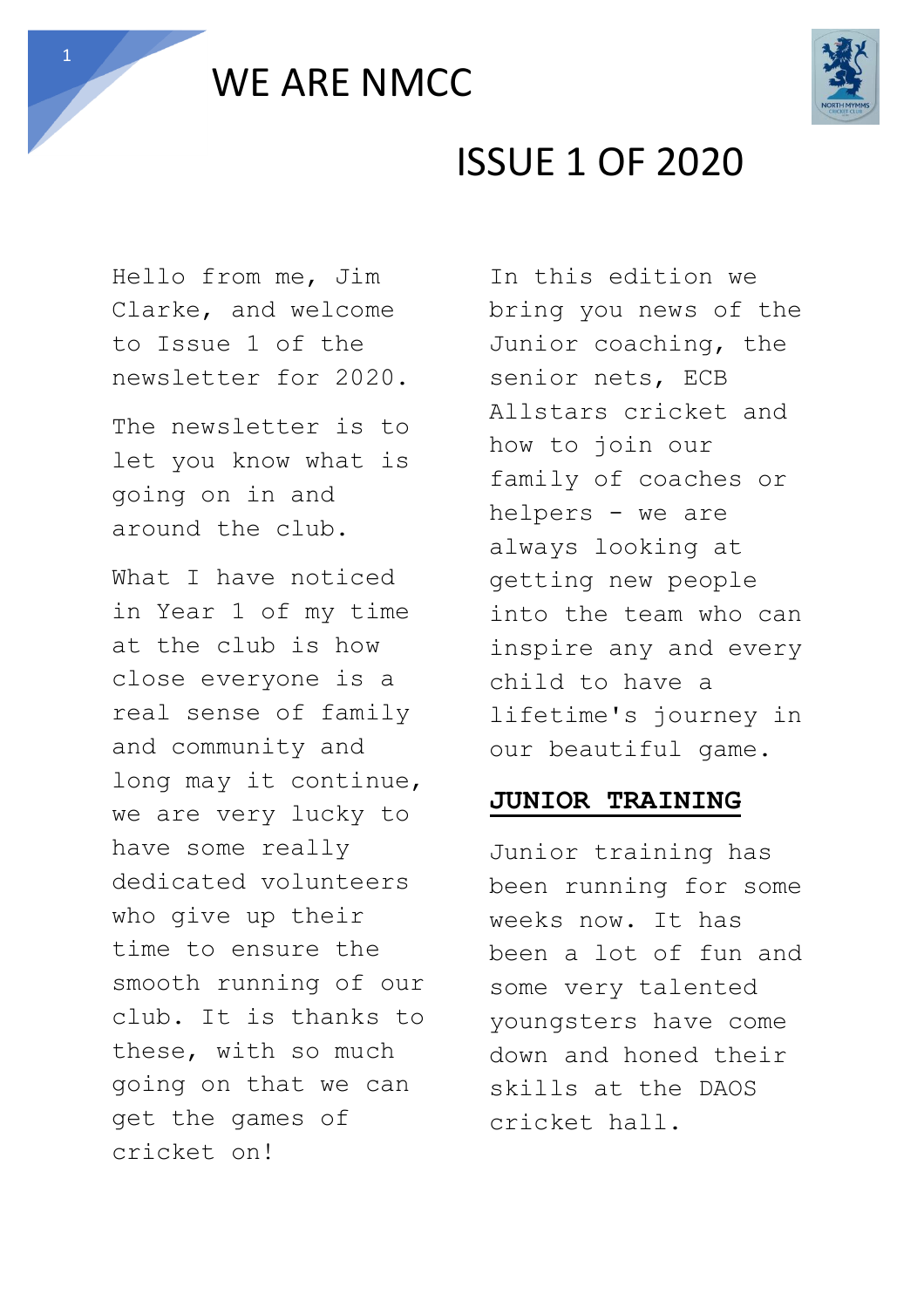# WE ARE NMCC

## ISSUE 1 OF 2020

Hello from me, Jim Clarke, and welcome to Issue 1 of the newsletter for 2020.

The newsletter is to let you know what is going on in and around the club.

What I have noticed in Year 1 of my time at the club is how close everyone is a real sense of family and community and long may it continue, we are very lucky to have some really dedicated volunteers who give up their time to ensure the smooth running of our club. It is thanks to these, with so much going on that we can get the games of cricket on!

In this edition we bring you news of the Junior coaching, the senior nets, ECB Allstars cricket and how to join our family of coaches or helpers - we are always looking at getting new people into the team who can inspire any and every child to have a lifetime's journey in our beautiful game.

### JUNIOR TRAINING

Junior training has been running for some weeks now. It has been a lot of fun and some very talented youngsters have come down and honed their skills at the DAOS cricket hall.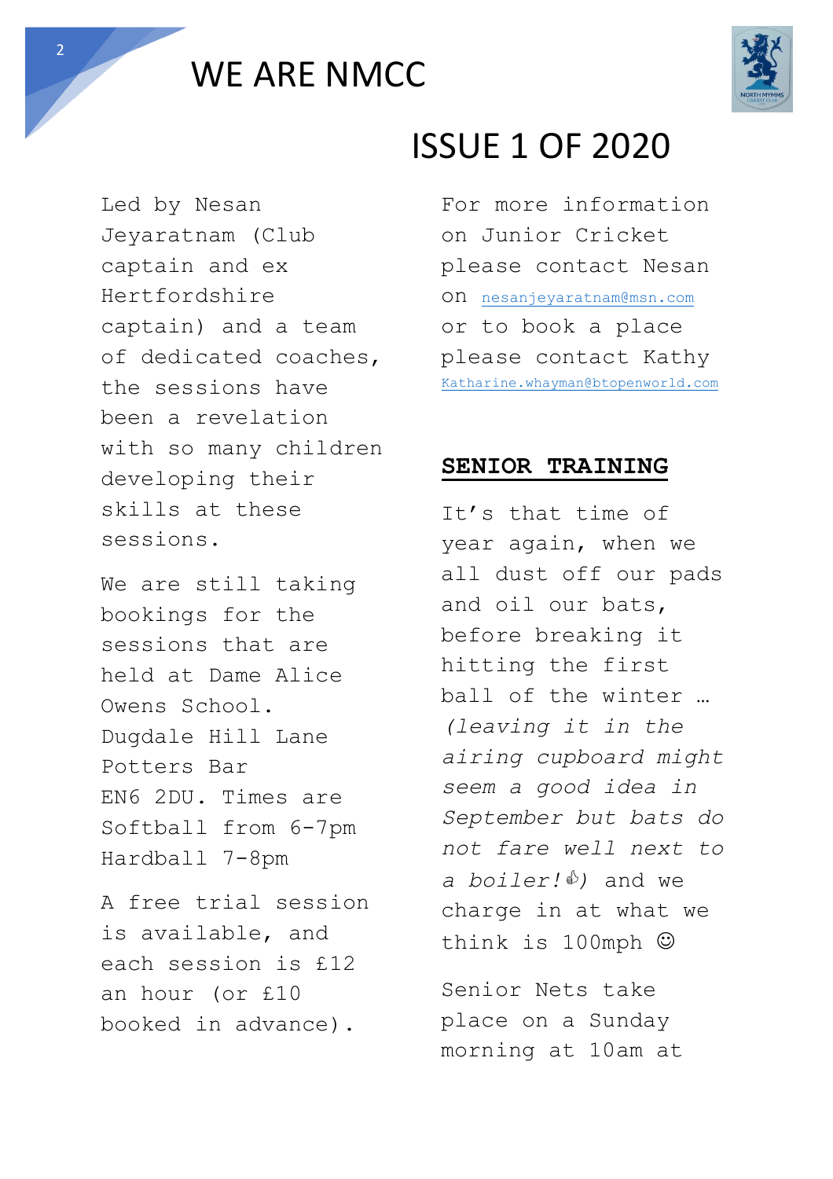# WE ARE NMCC

## ISSUE 1 OF 2020

Led by Nesan Jeyaratnam (Club captain and ex Hertfordshire captain) and a team of dedicated coaches, the sessions have been a revelation with so many children developing their skills at these sessions.

We are still taking bookings for the sessions that are held at Dame Alice Owens School.
Dugdale Hill Lane
Potters Bar
EN6 2DU. Times are
Softball from 6-7pm
Hardball 7-8pm

A free trial session is available, and each session is £12 an hour (or £10 booked in advance).

For more information on Junior Cricket please contact Nesan on nesanjeyaratnam@msn.com or to book a place please contact Kathy Katharine.whayman@btopenworld.com

## SENIOR TRAINING

It's that time of year again, when we all dust off our pads and oil our bats, before breaking it hitting the first ball of the winter … *(leaving it in the airing cupboard might seem a good idea in September but bats do not fare well next to a boiler!👍)* and we charge in at what we think is 100mph ☺

Senior Nets take place on a Sunday morning at 10am at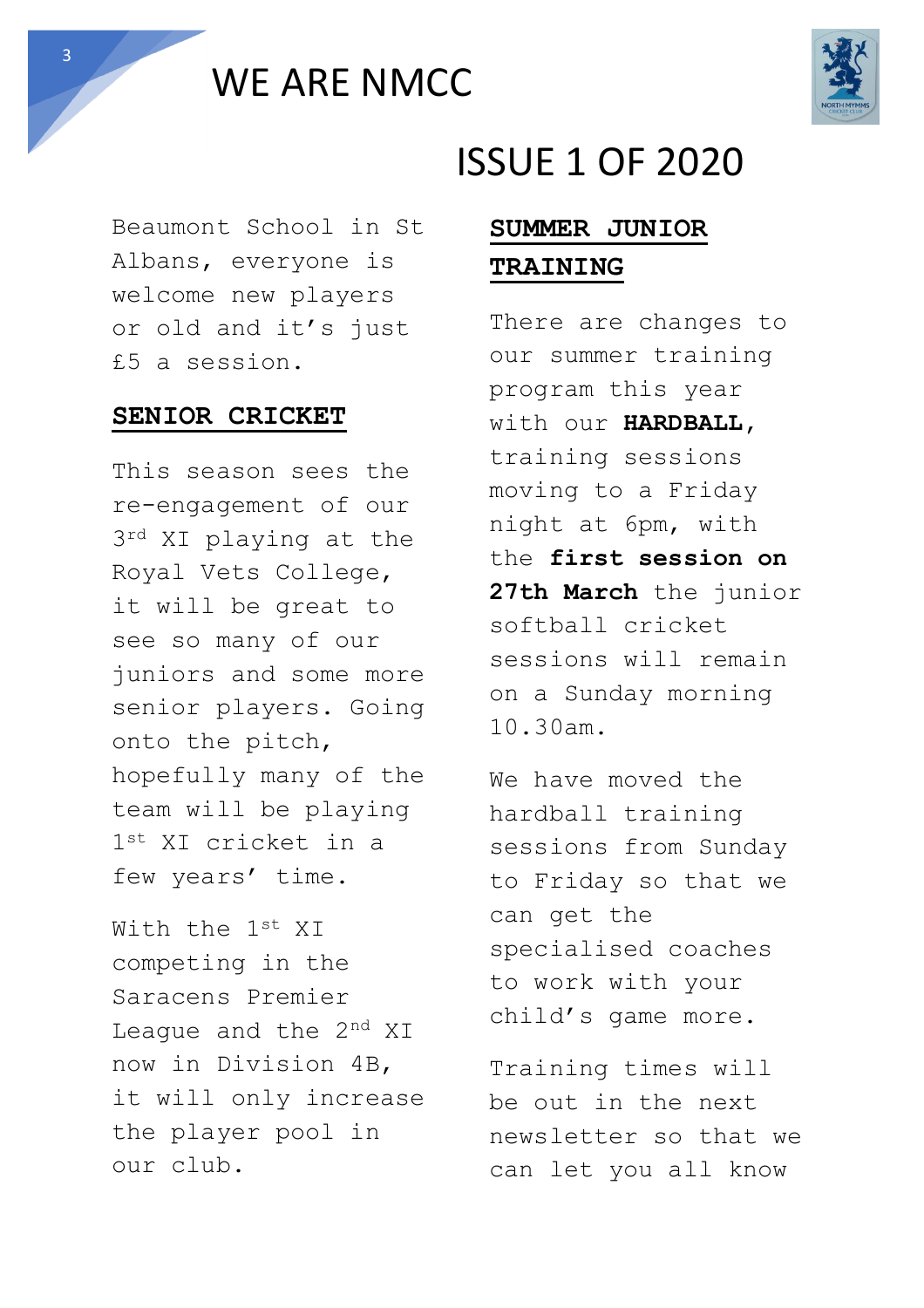Beaumont School in St Albans, everyone is welcome new players or old and it's just £5 a session.

## SENIOR CRICKET

This season sees the re-engagement of our 3rd XI playing at the Royal Vets College, it will be great to see so many of our juniors and some more senior players. Going onto the pitch, hopefully many of the team will be playing 1st XI cricket in a few years' time.

With the 1st XI competing in the Saracens Premier League and the 2nd XI now in Division 4B, it will only increase the player pool in our club.

## SUMMER JUNIOR TRAINING

There are changes to our summer training program this year with our **HARDBALL,** training sessions moving to a Friday night at 6pm, with the **first session on 27th March** the junior softball cricket sessions will remain on a Sunday morning 10.30am.

We have moved the hardball training sessions from Sunday to Friday so that we can get the specialised coaches to work with your child's game more.

Training times will be out in the next newsletter so that we can let you all know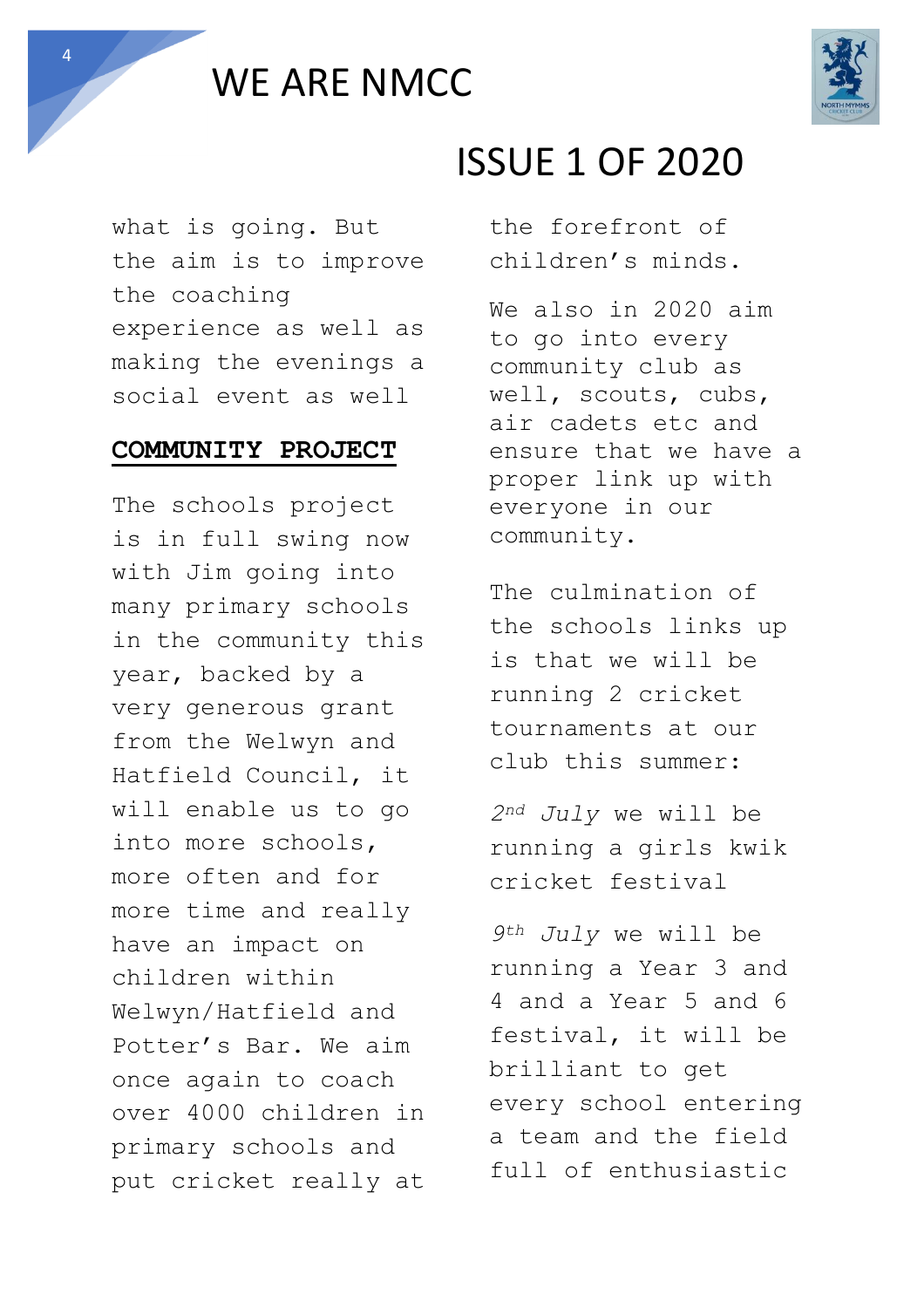what is going. But the aim is to improve the coaching experience as well as making the evenings a social event as well

**COMMUNITY PROJECT**

The schools project is in full swing now with Jim going into many primary schools in the community this year, backed by a very generous grant from the Welwyn and Hatfield Council, it will enable us to go into more schools, more often and for more time and really have an impact on children within Welwyn/Hatfield and Potter's Bar. We aim once again to coach over 4000 children in primary schools and put cricket really at the forefront of children's minds.

We also in 2020 aim to go into every community club as well, scouts, cubs, air cadets etc and ensure that we have a proper link up with everyone in our community.

The culmination of the schools links up is that we will be running 2 cricket tournaments at our club this summer:

*2nd July* we will be running a girls kwik cricket festival

*9th July* we will be running a Year 3 and 4 and a Year 5 and 6 festival, it will be brilliant to get every school entering a team and the field full of enthusiastic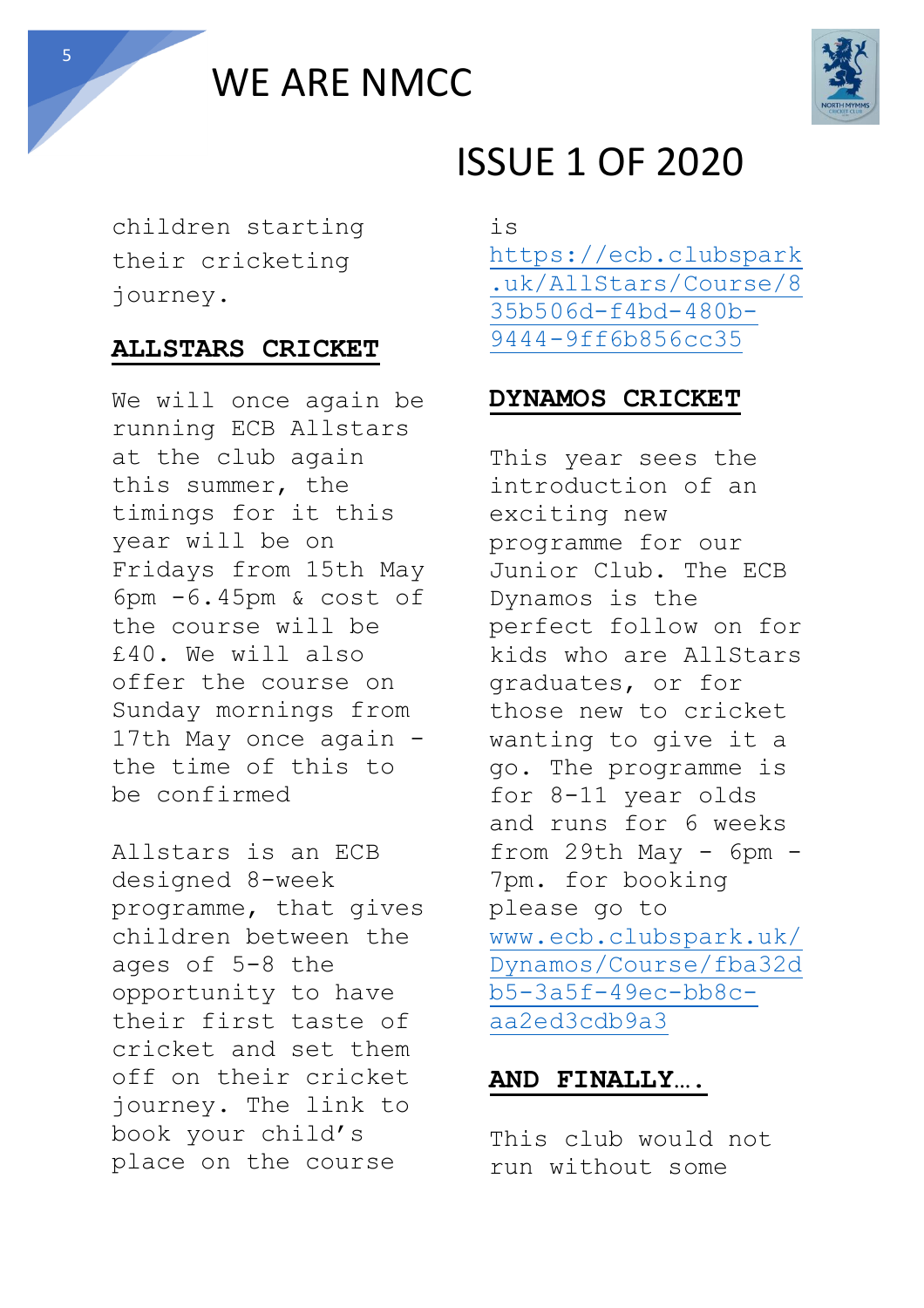children starting their cricketing journey.

## ALLSTARS CRICKET

We will once again be running ECB Allstars at the club again this summer, the timings for it this year will be on Fridays from 15th May 6pm -6.45pm & cost of the course will be £40. We will also offer the course on Sunday mornings from 17th May once again - the time of this to be confirmed

Allstars is an ECB designed 8-week programme, that gives children between the ages of 5-8 the opportunity to have their first taste of cricket and set them off on their cricket journey. The link to book your child's place on the course is https://ecb.clubspark.uk/AllStars/Course/835b506d-f4bd-480b-9444-9ff6b856cc35

## DYNAMOS CRICKET

This year sees the introduction of an exciting new programme for our Junior Club. The ECB Dynamos is the perfect follow on for kids who are AllStars graduates, or for those new to cricket wanting to give it a go. The programme is for 8-11 year olds and runs for 6 weeks from 29th May - 6pm - 7pm. for booking please go to www.ecb.clubspark.uk/Dynamos/Course/fba32db5-3a5f-49ec-bb8c-aa2ed3cdb9a3

## AND FINALLY….

This club would not run without some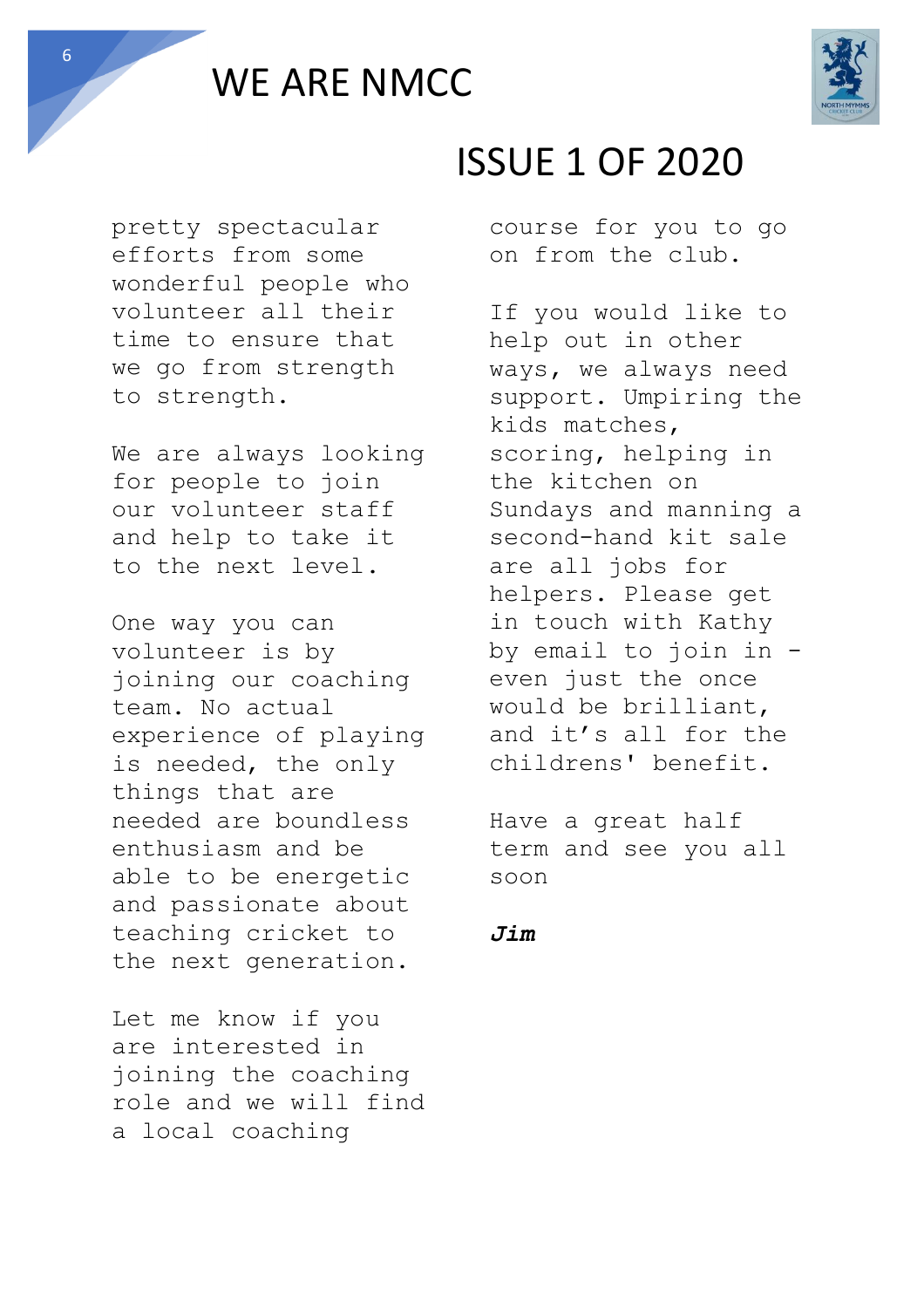pretty spectacular efforts from some wonderful people who volunteer all their time to ensure that we go from strength to strength.

We are always looking for people to join our volunteer staff and help to take it to the next level.

One way you can volunteer is by joining our coaching team. No actual experience of playing is needed, the only things that are needed are boundless enthusiasm and be able to be energetic and passionate about teaching cricket to the next generation.

Let me know if you are interested in joining the coaching role and we will find a local coaching course for you to go on from the club.

If you would like to help out in other ways, we always need support. Umpiring the kids matches, scoring, helping in the kitchen on Sundays and manning a second-hand kit sale are all jobs for helpers. Please get in touch with Kathy by email to join in - even just the once would be brilliant, and it's all for the childrens' benefit.

Have a great half term and see you all soon

***Jim***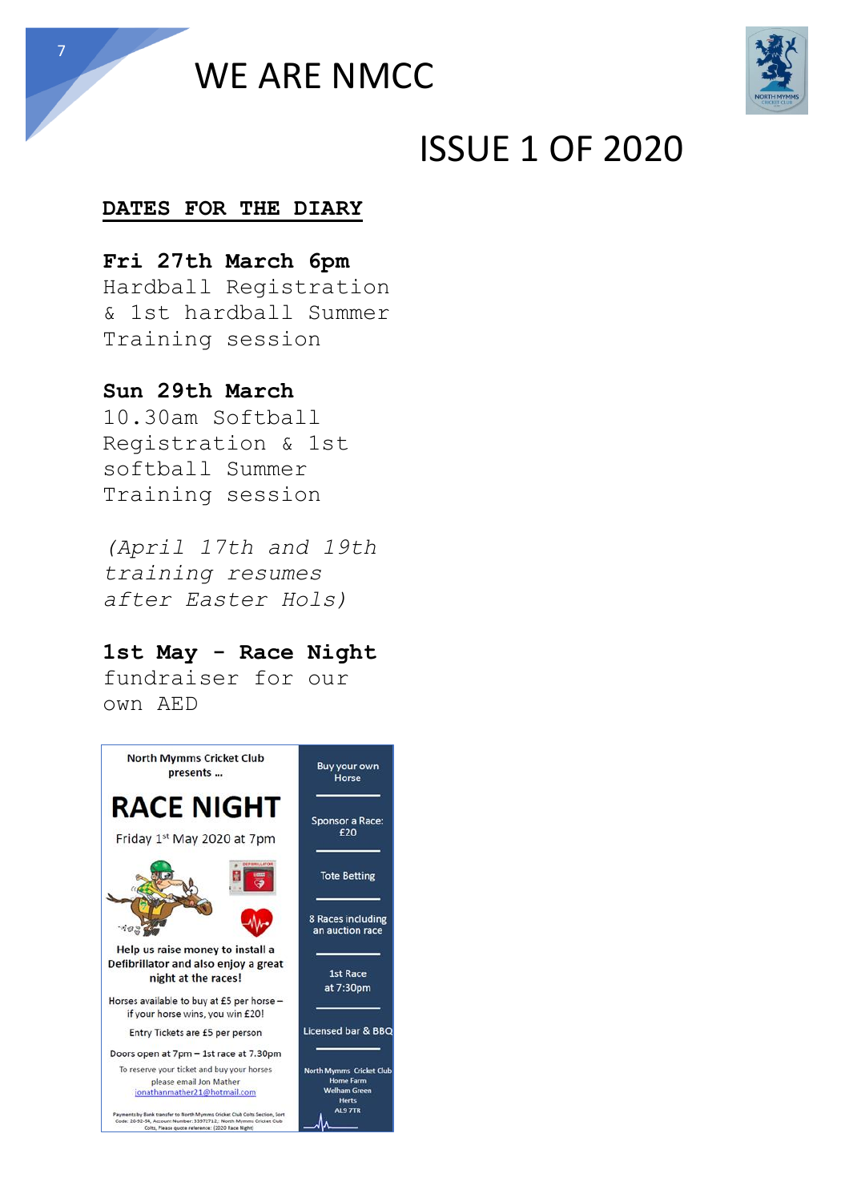# WE ARE NMCC

## ISSUE 1 OF 2020

**DATES FOR THE DIARY**

**Fri 27th March 6pm**
Hardball Registration & 1st hardball Summer Training session

**Sun 29th March**
10.30am Softball Registration & 1st softball Summer Training session

*(April 17th and 19th training resumes after Easter Hols)*

**1st May - Race Night** fundraiser for our own AED

North Mymms Cricket Club presents ...

**RACE NIGHT**

Friday 1st May 2020 at 7pm

**Help us raise money to install a Defibrillator and also enjoy a great night at the races!**

Horses available to buy at £5 per horse – if your horse wins, you win £20!

Entry Tickets are £5 per person

Doors open at 7pm – 1st race at 7.30pm

To reserve your ticket and buy your horses please email Jon Mather jonathanmather21@hotmail.com

Payments by Bank transfer to North Mymms Cricket Club Colts Section, Sort Code: 20-92-54, Account Number: 33971712; North Mymms Cricket Club Colts, Please quote reference: (2020 Race Night)

Buy your own Horse

Sponsor a Race: £20

Tote Betting

8 Races including an auction race

1st Race at 7:30pm

Licensed bar & BBQ

North Mymms Cricket Club
Home Farm
Welham Green
Herts
AL9 7TR